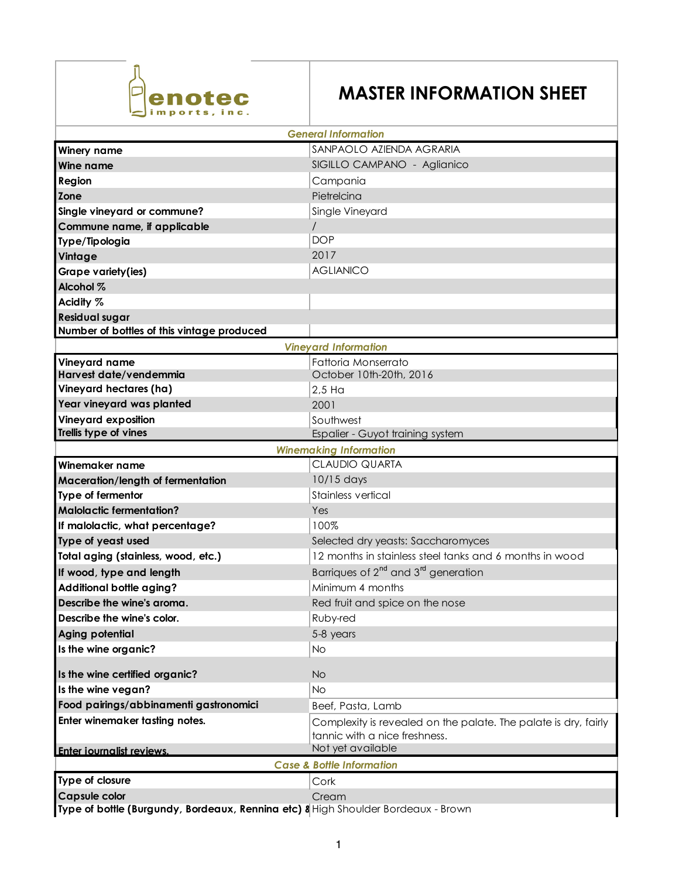enotec imports, inc.

# MASTER INFORMATION SHEET

| General Information | |
|---|---|
| Winery name | SANPAOLO AZIENDA AGRARIA |
| Wine name | SIGILLO CAMPANO - Aglianico |
| Region | Campania |
| Zone | Pietrelcina |
| Single vineyard or commune? | Single Vineyard |
| Commune name, if applicable | / |
| Type/Tipologia | DOP |
| Vintage | 2017 |
| Grape variety(ies) | AGLIANICO |
| Alcohol % | |
| Acidity % | |
| Residual sugar | |
| Number of bottles of this vintage produced | |

| Vineyard Information | |
|---|---|
| Vineyard name | Fattoria Monserrato |
| Harvest date/vendemmia | October 10th-20th, 2016 |
| Vineyard hectares (ha) | 2,5 Ha |
| Year vineyard was planted | 2001 |
| Vineyard exposition | Southwest |
| Trellis type of vines | Espalier - Guyot training system |

| Winemaking Information | |
|---|---|
| Winemaker name | CLAUDIO QUARTA |
| Maceration/length of fermentation | 10/15 days |
| Type of fermentor | Stainless vertical |
| Malolactic fermentation? | Yes |
| If malolactic, what percentage? | 100% |
| Type of yeast used | Selected dry yeasts: Saccharomyces |
| Total aging (stainless, wood, etc.) | 12 months in stainless steel tanks and 6 months in wood |
| If wood, type and length | Barriques of 2nd and 3rd generation |
| Additional bottle aging? | Minimum 4 months |
| Describe the wine's aroma. | Red fruit and spice on the nose |
| Describe the wine's color. | Ruby-red |
| Aging potential | 5-8 years |
| Is the wine organic? | No |
| Is the wine certified organic? | No |
| Is the wine vegan? | No |
| Food pairings/abbinamenti gastronomici | Beef, Pasta, Lamb |
| Enter winemaker tasting notes. | Complexity is revealed on the palate. The palate is dry, fairly tannic with a nice freshness. |
| Enter journalist reviews. | Not yet available |

| Case & Bottle Information | |
|---|---|
| Type of closure | Cork |
| Capsule color | Cream |
| Type of bottle (Burgundy, Bordeaux, Rennina etc) & | High Shoulder Bordeaux - Brown |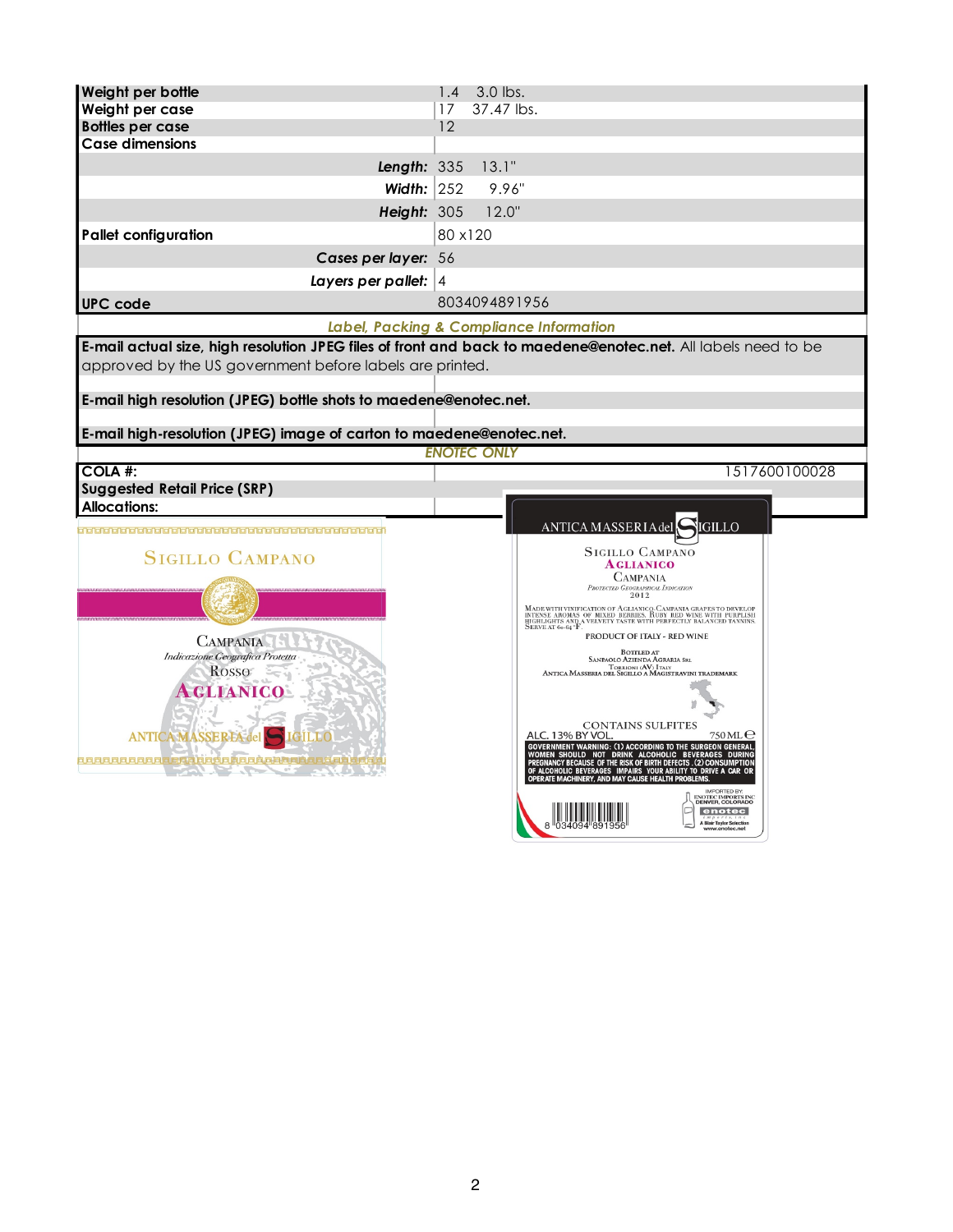| | |
|---|---|
| **Weight per bottle** | 1.4 3.0 lbs. |
| **Weight per case** | 17 37.47 lbs. |
| **Bottles per case** | 12 |
| **Case dimensions** | |
| ***Length:*** | 335 13.1" |
| ***Width:*** | 252 9.96" |
| ***Height:*** | 305 12.0" |
| **Pallet configuration** | 80 x120 |
| ***Cases per layer:*** | 56 |
| ***Layers per pallet:*** | 4 |
| **UPC code** | 8034094891956 |

*Label, Packing & Compliance Information*

**E-mail actual size, high resolution JPEG files of front and back to maedene@enotec.net.** All labels need to be approved by the US government before labels are printed.

**E-mail high resolution (JPEG) bottle shots to maedene@enotec.net.**

**E-mail high-resolution (JPEG) image of carton to maedene@enotec.net.**

*ENOTEC ONLY*

| | |
|---|---|
| **COLA #:** | 1517600100028 |
| **Suggested Retail Price (SRP)** | |
| **Allocations:** | |

SIGILLO CAMPANO

CAMPANIA
*Indicazione Geografica Protetta*
ROSSO
AGLIANICO

ANTICA MASSERIA del SIGILLO

ANTICA MASSERIA del SIGILLO

SIGILLO CAMPANO
AGLIANICO
CAMPANIA
*PROTECTED GEOGRAPHICAL INDICATION*
2012

MADE WITH VINIFICATION OF AGLIANICO CAMPANIA GRAPES TO DEVELOP INTENSE AROMAS OF MIXED BERRIES. RUBY RED WINE WITH PURPLISH HIGHLIGHTS AND A VELVETY TASTE WITH PERFECTLY BALANCED TANNINS. SERVE AT 60-64 °F.

PRODUCT OF ITALY - RED WINE

BOTTLED AT
SANPAOLO AZIENDA AGRARIA SRL
TORRIONI (AV) ITALY
ANTICA MASSERIA DEL SIGILLO A MAGISTRAVINI TRADEMARK

CONTAINS SULFITES

ALC. 13% BY VOL. 750 ML ℮

GOVERNMENT WARNING: (1) ACCORDING TO THE SURGEON GENERAL, WOMEN SHOULD NOT DRINK ALCOHOLIC BEVERAGES DURING PREGNANCY BECAUSE OF THE RISK OF BIRTH DEFECTS. (2) CONSUMPTION OF ALCOHOLIC BEVERAGES IMPAIRS YOUR ABILITY TO DRIVE A CAR OR OPERATE MACHINERY, AND MAY CAUSE HEALTH PROBLEMS.

IMPORTED BY:
ENOTEC IMPORTS INC
DENVER, COLORADO
enotec
A Blair Taylor Selection
www.enotec.net

8 034094 891956